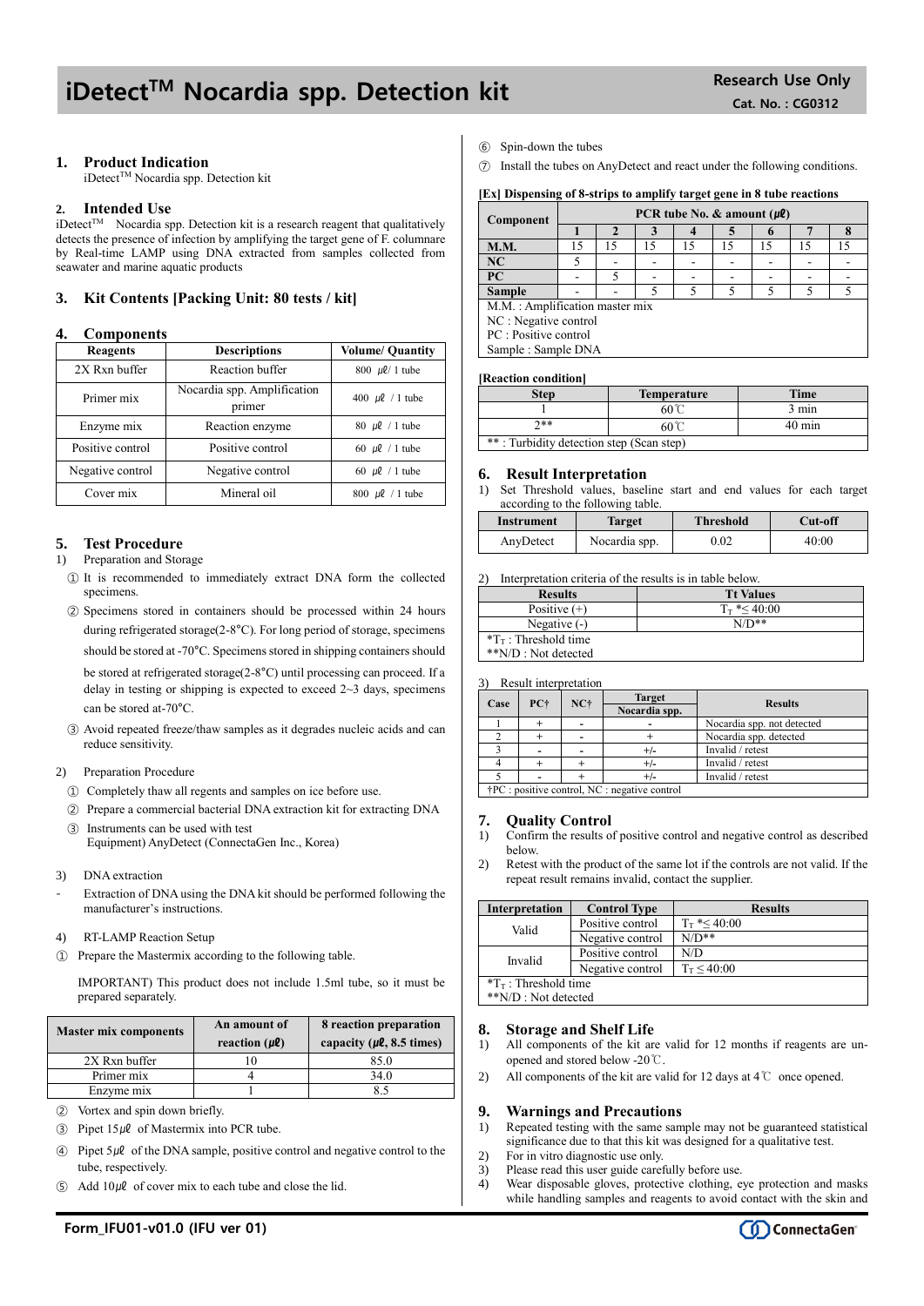# iDetect™ Nocardia spp. Detection kit

**Research Use Only**

**Cat. No. : CG0312**

## 1. Product Indication

iDetect™ Nocardia spp. Detection kit

## 2. Intended Use

iDetect™ Nocardia spp. Detection kit is a research reagent that qualitatively detects the presence of infection by amplifying the target gene of F. columnare by Real-time LAMP using DNA extracted from samples collected from seawater and marine aquatic products

## 3. Kit Contents [Packing Unit: 80 tests / kit]

## 4. Components

| Reagents | Descriptions | Volume/ Quantity |
|---|---|---|
| 2X Rxn buffer | Reaction buffer | 800 ㎕/ 1 tube |
| Primer mix | Nocardia spp. Amplification primer | 400 ㎕ / 1 tube |
| Enzyme mix | Reaction enzyme | 80 ㎕ / 1 tube |
| Positive control | Positive control | 60 ㎕ / 1 tube |
| Negative control | Negative control | 60 ㎕ / 1 tube |
| Cover mix | Mineral oil | 800 ㎕ / 1 tube |

## 5. Test Procedure

1) Preparation and Storage

① It is recommended to immediately extract DNA form the collected specimens.

② Specimens stored in containers should be processed within 24 hours during refrigerated storage(2-8°C). For long period of storage, specimens should be stored at -70°C. Specimens stored in shipping containers should be stored at refrigerated storage(2-8°C) until processing can proceed. If a delay in testing or shipping is expected to exceed 2~3 days, specimens can be stored at-70°C.

③ Avoid repeated freeze/thaw samples as it degrades nucleic acids and can reduce sensitivity.

2) Preparation Procedure

① Completely thaw all regents and samples on ice before use.

② Prepare a commercial bacterial DNA extraction kit for extracting DNA

③ Instruments can be used with test Equipment) AnyDetect (ConnectaGen Inc., Korea)

3) DNA extraction

- Extraction of DNA using the DNA kit should be performed following the manufacturer's instructions.

4) RT-LAMP Reaction Setup

① Prepare the Mastermix according to the following table.

IMPORTANT) This product does not include 1.5ml tube, so it must be prepared separately.

| Master mix components | An amount of reaction (㎕) | 8 reaction preparation capacity (㎕, 8.5 times) |
|---|---|---|
| 2X Rxn buffer | 10 | 85.0 |
| Primer mix | 4 | 34.0 |
| Enzyme mix | 1 | 8.5 |

② Vortex and spin down briefly.

③ Pipet 15㎕ of Mastermix into PCR tube.

④ Pipet 5㎕ of the DNA sample, positive control and negative control to the tube, respectively.

⑤ Add 10㎕ of cover mix to each tube and close the lid.

⑥ Spin-down the tubes

⑦ Install the tubes on AnyDetect and react under the following conditions.

**[Ex] Dispensing of 8-strips to amplify target gene in 8 tube reactions**

| Component | PCR tube No. & amount (㎕) | | | | | | | |
|---|---|---|---|---|---|---|---|---|
| | 1 | 2 | 3 | 4 | 5 | 6 | 7 | 8 |
| M.M. | 15 | 15 | 15 | 15 | 15 | 15 | 15 | 15 |
| NC | 5 | - | - | - | - | - | - | - |
| PC | - | 5 | - | - | - | - | - | - |
| Sample | - | - | 5 | 5 | 5 | 5 | 5 | 5 |

M.M. : Amplification master mix
NC : Negative control
PC : Positive control
Sample : Sample DNA

**[Reaction condition]**

| Step | Temperature | Time |
|---|---|---|
| 1 | 60℃ | 3 min |
| 2** | 60℃ | 40 min |

** : Turbidity detection step (Scan step)

## 6. Result Interpretation

1) Set Threshold values, baseline start and end values for each target according to the following table.

| Instrument | Target | Threshold | Cut-off |
|---|---|---|---|
| AnyDetect | Nocardia spp. | 0.02 | 40:00 |

2) Interpretation criteria of the results is in table below.

| Results | Tt Values |
|---|---|
| Positive (+) | $T_T$ *≤ 40:00 |
| Negative (-) | N/D** |

*$T_T$ : Threshold time
**N/D : Not detected

3) Result interpretation

| Case | PC† | NC† | Target Nocardia spp. | Results |
|---|---|---|---|---|
| 1 | + | - | - | Nocardia spp. not detected |
| 2 | + | - | + | Nocardia spp. detected |
| 3 | - | - | +/- | Invalid / retest |
| 4 | + | + | +/- | Invalid / retest |
| 5 | - | + | +/- | Invalid / retest |

†PC : positive control, NC : negative control

## 7. Quality Control

1) Confirm the results of positive control and negative control as described below.
2) Retest with the product of the same lot if the controls are not valid. If the repeat result remains invalid, contact the supplier.

| Interpretation | Control Type | Results |
|---|---|---|
| Valid | Positive control | $T_T$ *≤ 40:00 |
| | Negative control | N/D** |
| Invalid | Positive control | N/D |
| | Negative control | $T_T$ ≤ 40:00 |

*$T_T$ : Threshold time
**N/D : Not detected

## 8. Storage and Shelf Life

1) All components of the kit are valid for 12 months if reagents are un-opened and stored below -20℃.
2) All components of the kit are valid for 12 days at 4℃ once opened.

## 9. Warnings and Precautions

1) Repeated testing with the same sample may not be guaranteed statistical significance due to that this kit was designed for a qualitative test.
2) For in vitro diagnostic use only.
3) Please read this user guide carefully before use.
4) Wear disposable gloves, protective clothing, eye protection and masks while handling samples and reagents to avoid contact with the skin and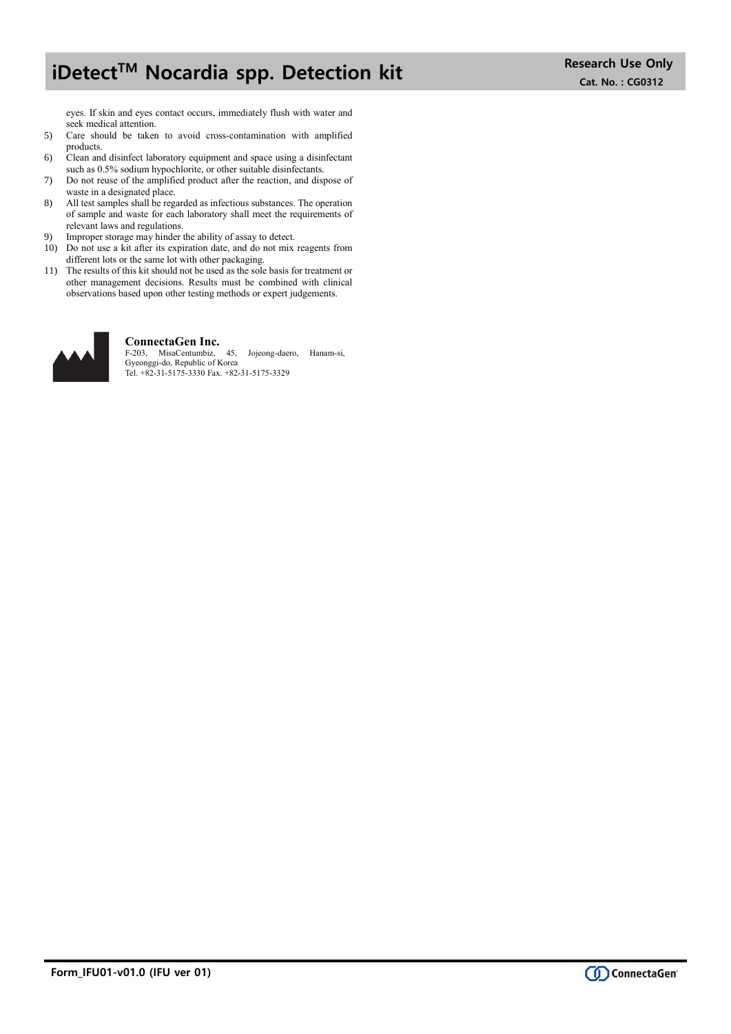eyes. If skin and eyes contact occurs, immediately flush with water and seek medical attention.

5) Care should be taken to avoid cross-contamination with amplified products.
6) Clean and disinfect laboratory equipment and space using a disinfectant such as 0.5% sodium hypochlorite, or other suitable disinfectants.
7) Do not reuse of the amplified product after the reaction, and dispose of waste in a designated place.
8) All test samples shall be regarded as infectious substances. The operation of sample and waste for each laboratory shall meet the requirements of relevant laws and regulations.
9) Improper storage may hinder the ability of assay to detect.
10) Do not use a kit after its expiration date, and do not mix reagents from different lots or the same lot with other packaging.
11) The results of this kit should not be used as the sole basis for treatment or other management decisions. Results must be combined with clinical observations based upon other testing methods or expert judgements.

**ConnectaGen Inc.**
F-203, MisaCentumbiz, 45, Jojeong-daero, Hanam-si, Gyeonggi-do, Republic of Korea
Tel. +82-31-5175-3330 Fax. +82-31-5175-3329